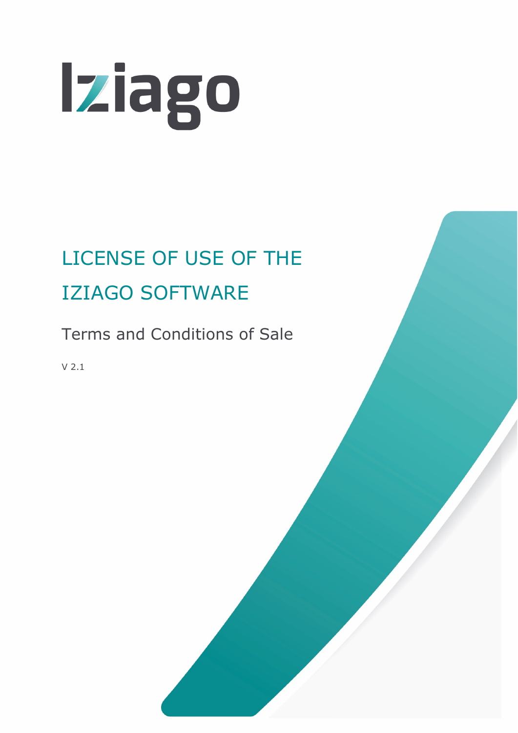Iziago

# LICENSE OF USE OF THE IZIAGO SOFTWARE

## Terms and Conditions of Sale

V 2.1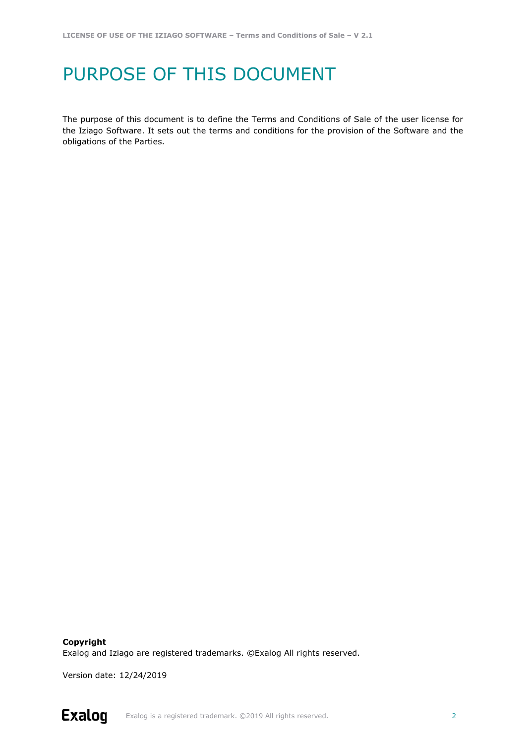# PURPOSE OF THIS DOCUMENT

The purpose of this document is to define the Terms and Conditions of Sale of the user license for the Iziago Software. It sets out the terms and conditions for the provision of the Software and the obligations of the Parties.

**Copyright**
Exalog and Iziago are registered trademarks. ©Exalog All rights reserved.

Version date: 12/24/2019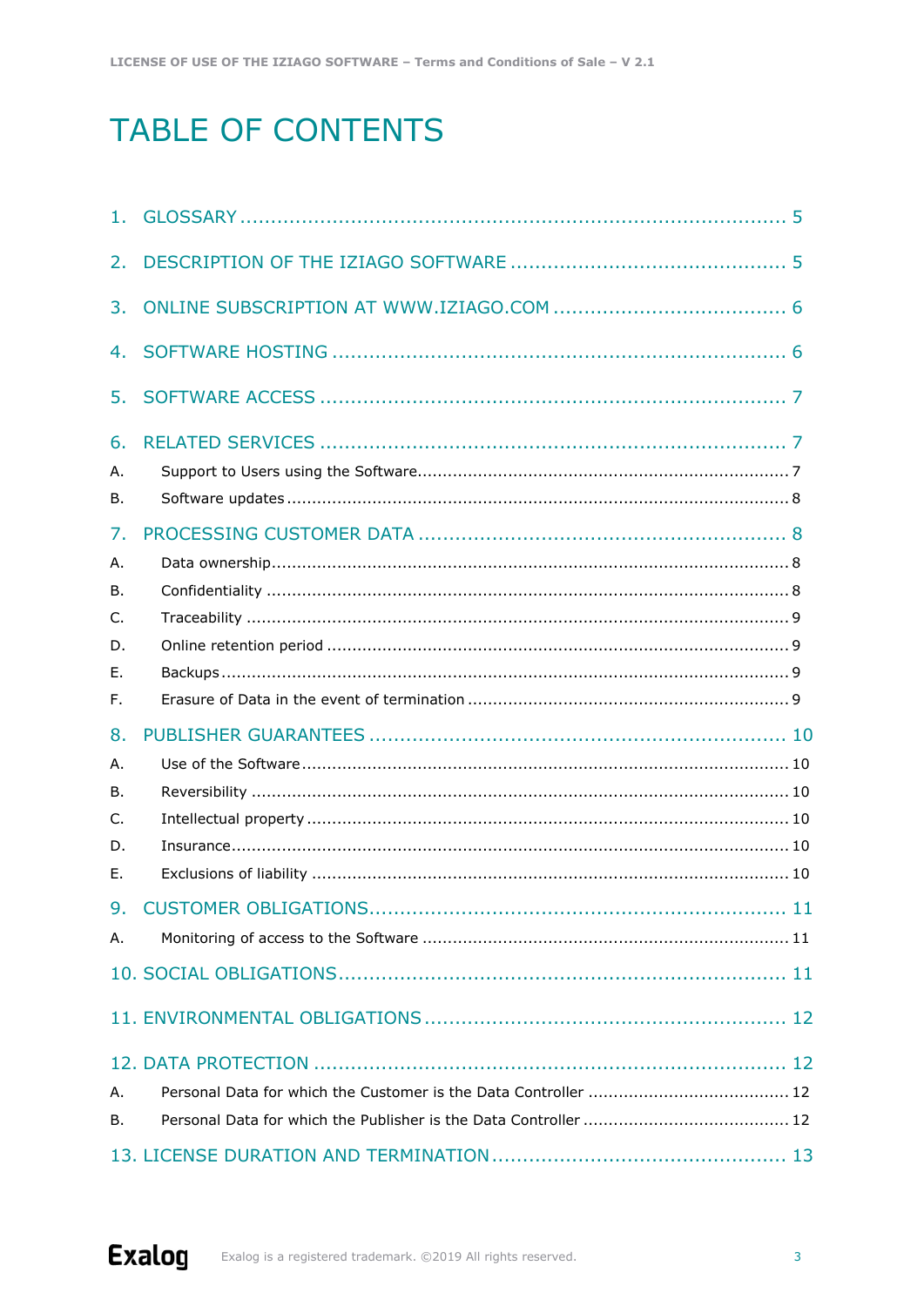# TABLE OF CONTENTS

1. GLOSSARY ..... 5

2. DESCRIPTION OF THE IZIAGO SOFTWARE ..... 5

3. ONLINE SUBSCRIPTION AT WWW.IZIAGO.COM ..... 6

4. SOFTWARE HOSTING ..... 6

5. SOFTWARE ACCESS ..... 7

6. RELATED SERVICES ..... 7
   - A. Support to Users using the Software ..... 7
   - B. Software updates ..... 8

7. PROCESSING CUSTOMER DATA ..... 8
   - A. Data ownership ..... 8
   - B. Confidentiality ..... 8
   - C. Traceability ..... 9
   - D. Online retention period ..... 9
   - E. Backups ..... 9
   - F. Erasure of Data in the event of termination ..... 9

8. PUBLISHER GUARANTEES ..... 10
   - A. Use of the Software ..... 10
   - B. Reversibility ..... 10
   - C. Intellectual property ..... 10
   - D. Insurance ..... 10
   - E. Exclusions of liability ..... 10

9. CUSTOMER OBLIGATIONS ..... 11
   - A. Monitoring of access to the Software ..... 11

10. SOCIAL OBLIGATIONS ..... 11

11. ENVIRONMENTAL OBLIGATIONS ..... 12

12. DATA PROTECTION ..... 12
    - A. Personal Data for which the Customer is the Data Controller ..... 12
    - B. Personal Data for which the Publisher is the Data Controller ..... 12

13. LICENSE DURATION AND TERMINATION ..... 13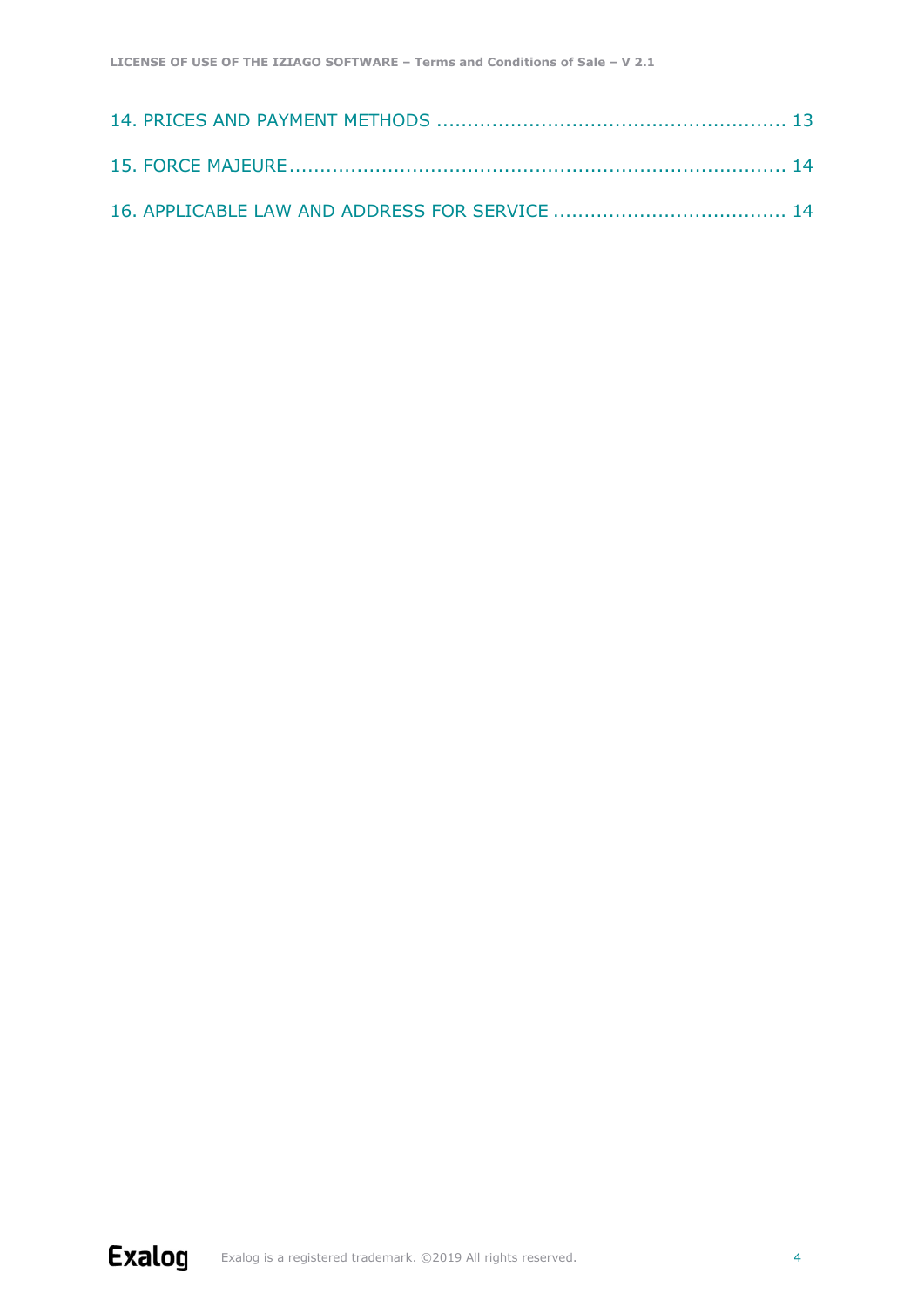14. PRICES AND PAYMENT METHODS ........................................................ 13

15. FORCE MAJEURE .................................................................................. 14

16. APPLICABLE LAW AND ADDRESS FOR SERVICE ..................................... 14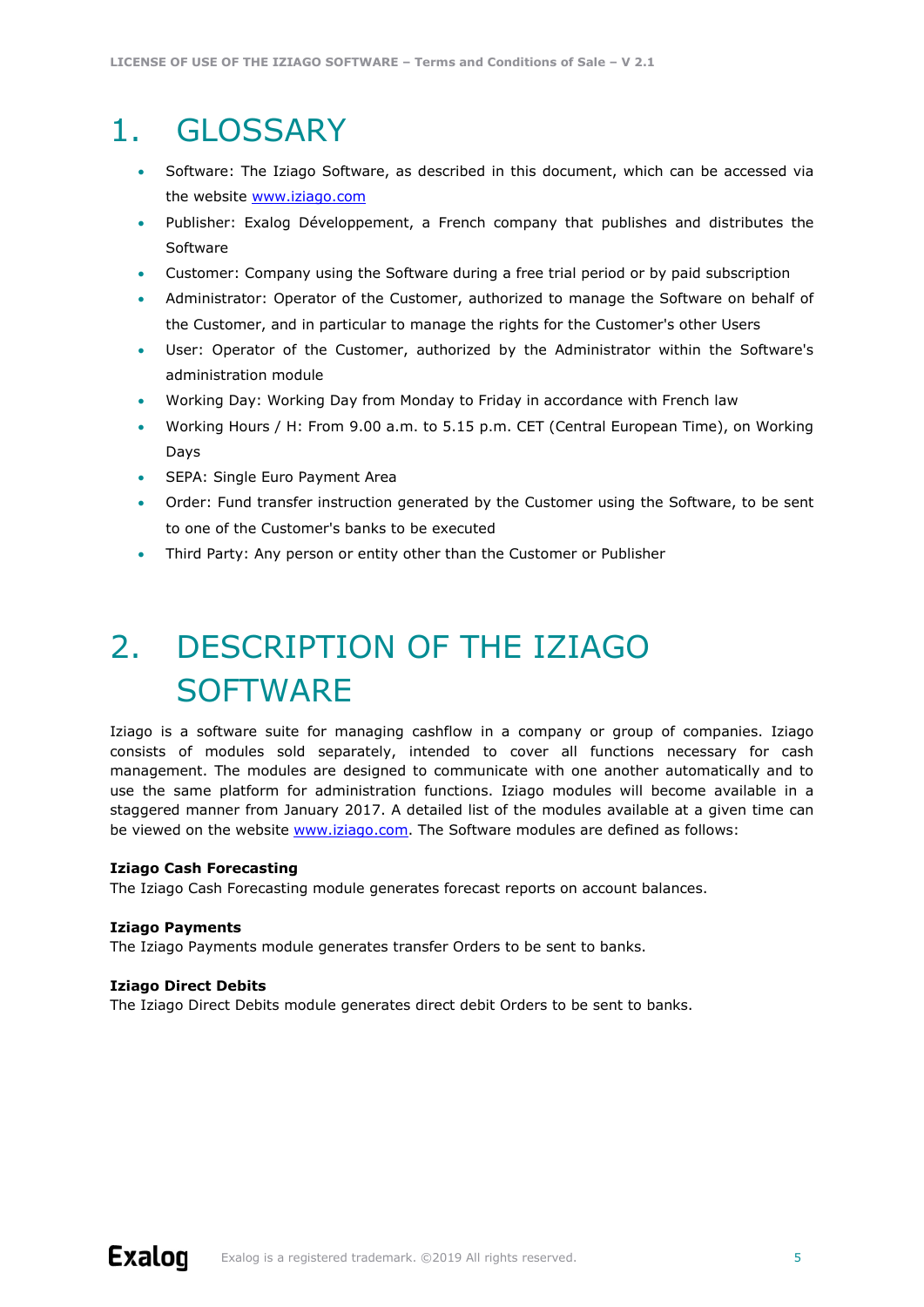# 1. GLOSSARY

- Software: The Iziago Software, as described in this document, which can be accessed via the website www.iziago.com
- Publisher: Exalog Développement, a French company that publishes and distributes the Software
- Customer: Company using the Software during a free trial period or by paid subscription
- Administrator: Operator of the Customer, authorized to manage the Software on behalf of the Customer, and in particular to manage the rights for the Customer's other Users
- User: Operator of the Customer, authorized by the Administrator within the Software's administration module
- Working Day: Working Day from Monday to Friday in accordance with French law
- Working Hours / H: From 9.00 a.m. to 5.15 p.m. CET (Central European Time), on Working Days
- SEPA: Single Euro Payment Area
- Order: Fund transfer instruction generated by the Customer using the Software, to be sent to one of the Customer's banks to be executed
- Third Party: Any person or entity other than the Customer or Publisher

# 2. DESCRIPTION OF THE IZIAGO SOFTWARE

Iziago is a software suite for managing cashflow in a company or group of companies. Iziago consists of modules sold separately, intended to cover all functions necessary for cash management. The modules are designed to communicate with one another automatically and to use the same platform for administration functions. Iziago modules will become available in a staggered manner from January 2017. A detailed list of the modules available at a given time can be viewed on the website www.iziago.com. The Software modules are defined as follows:

**Iziago Cash Forecasting**
The Iziago Cash Forecasting module generates forecast reports on account balances.

**Iziago Payments**
The Iziago Payments module generates transfer Orders to be sent to banks.

**Iziago Direct Debits**
The Iziago Direct Debits module generates direct debit Orders to be sent to banks.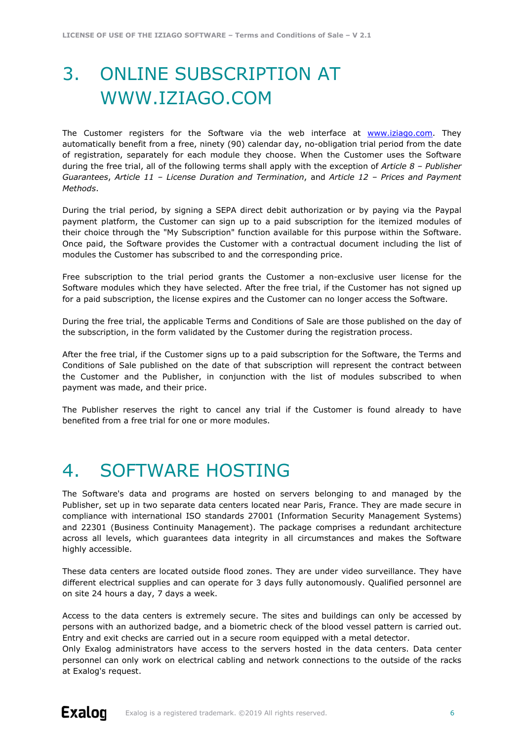# 3. ONLINE SUBSCRIPTION AT WWW.IZIAGO.COM

The Customer registers for the Software via the web interface at [www.iziago.com](http://www.iziago.com). They automatically benefit from a free, ninety (90) calendar day, no-obligation trial period from the date of registration, separately for each module they choose. When the Customer uses the Software during the free trial, all of the following terms shall apply with the exception of *Article 8 – Publisher Guarantees*, *Article 11 – License Duration and Termination*, and *Article 12 – Prices and Payment Methods*.

During the trial period, by signing a SEPA direct debit authorization or by paying via the Paypal payment platform, the Customer can sign up to a paid subscription for the itemized modules of their choice through the "My Subscription" function available for this purpose within the Software. Once paid, the Software provides the Customer with a contractual document including the list of modules the Customer has subscribed to and the corresponding price.

Free subscription to the trial period grants the Customer a non-exclusive user license for the Software modules which they have selected. After the free trial, if the Customer has not signed up for a paid subscription, the license expires and the Customer can no longer access the Software.

During the free trial, the applicable Terms and Conditions of Sale are those published on the day of the subscription, in the form validated by the Customer during the registration process.

After the free trial, if the Customer signs up to a paid subscription for the Software, the Terms and Conditions of Sale published on the date of that subscription will represent the contract between the Customer and the Publisher, in conjunction with the list of modules subscribed to when payment was made, and their price.

The Publisher reserves the right to cancel any trial if the Customer is found already to have benefited from a free trial for one or more modules.

# 4. SOFTWARE HOSTING

The Software's data and programs are hosted on servers belonging to and managed by the Publisher, set up in two separate data centers located near Paris, France. They are made secure in compliance with international ISO standards 27001 (Information Security Management Systems) and 22301 (Business Continuity Management). The package comprises a redundant architecture across all levels, which guarantees data integrity in all circumstances and makes the Software highly accessible.

These data centers are located outside flood zones. They are under video surveillance. They have different electrical supplies and can operate for 3 days fully autonomously. Qualified personnel are on site 24 hours a day, 7 days a week.

Access to the data centers is extremely secure. The sites and buildings can only be accessed by persons with an authorized badge, and a biometric check of the blood vessel pattern is carried out. Entry and exit checks are carried out in a secure room equipped with a metal detector.
Only Exalog administrators have access to the servers hosted in the data centers. Data center personnel can only work on electrical cabling and network connections to the outside of the racks at Exalog's request.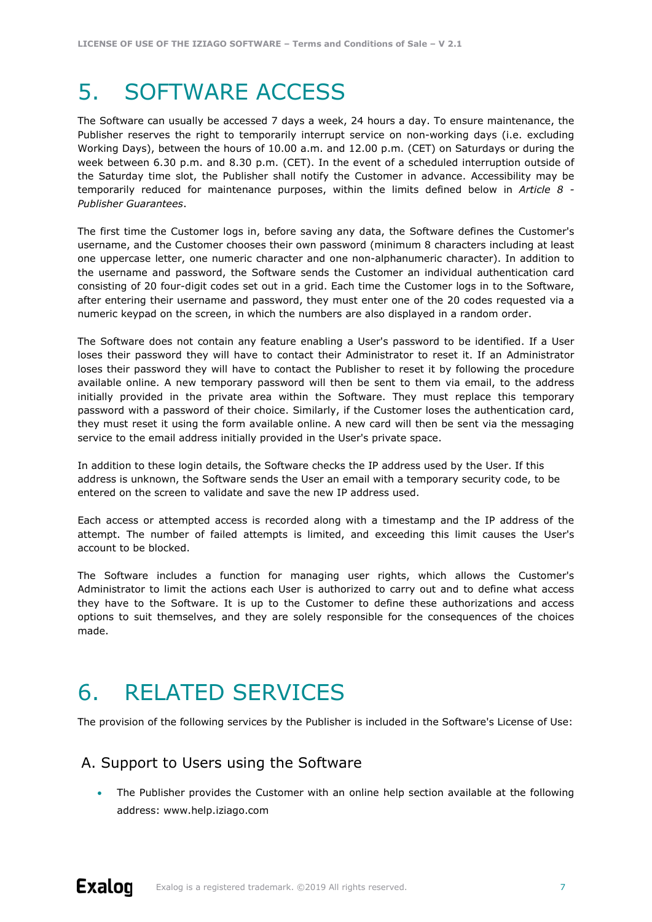# 5. SOFTWARE ACCESS

The Software can usually be accessed 7 days a week, 24 hours a day. To ensure maintenance, the Publisher reserves the right to temporarily interrupt service on non-working days (i.e. excluding Working Days), between the hours of 10.00 a.m. and 12.00 p.m. (CET) on Saturdays or during the week between 6.30 p.m. and 8.30 p.m. (CET). In the event of a scheduled interruption outside of the Saturday time slot, the Publisher shall notify the Customer in advance. Accessibility may be temporarily reduced for maintenance purposes, within the limits defined below in *Article 8 - Publisher Guarantees*.

The first time the Customer logs in, before saving any data, the Software defines the Customer's username, and the Customer chooses their own password (minimum 8 characters including at least one uppercase letter, one numeric character and one non-alphanumeric character). In addition to the username and password, the Software sends the Customer an individual authentication card consisting of 20 four-digit codes set out in a grid. Each time the Customer logs in to the Software, after entering their username and password, they must enter one of the 20 codes requested via a numeric keypad on the screen, in which the numbers are also displayed in a random order.

The Software does not contain any feature enabling a User's password to be identified. If a User loses their password they will have to contact their Administrator to reset it. If an Administrator loses their password they will have to contact the Publisher to reset it by following the procedure available online. A new temporary password will then be sent to them via email, to the address initially provided in the private area within the Software. They must replace this temporary password with a password of their choice. Similarly, if the Customer loses the authentication card, they must reset it using the form available online. A new card will then be sent via the messaging service to the email address initially provided in the User's private space.

In addition to these login details, the Software checks the IP address used by the User. If this address is unknown, the Software sends the User an email with a temporary security code, to be entered on the screen to validate and save the new IP address used.

Each access or attempted access is recorded along with a timestamp and the IP address of the attempt. The number of failed attempts is limited, and exceeding this limit causes the User's account to be blocked.

The Software includes a function for managing user rights, which allows the Customer's Administrator to limit the actions each User is authorized to carry out and to define what access they have to the Software. It is up to the Customer to define these authorizations and access options to suit themselves, and they are solely responsible for the consequences of the choices made.

# 6. RELATED SERVICES

The provision of the following services by the Publisher is included in the Software's License of Use:

## A. Support to Users using the Software

- The Publisher provides the Customer with an online help section available at the following address: www.help.iziago.com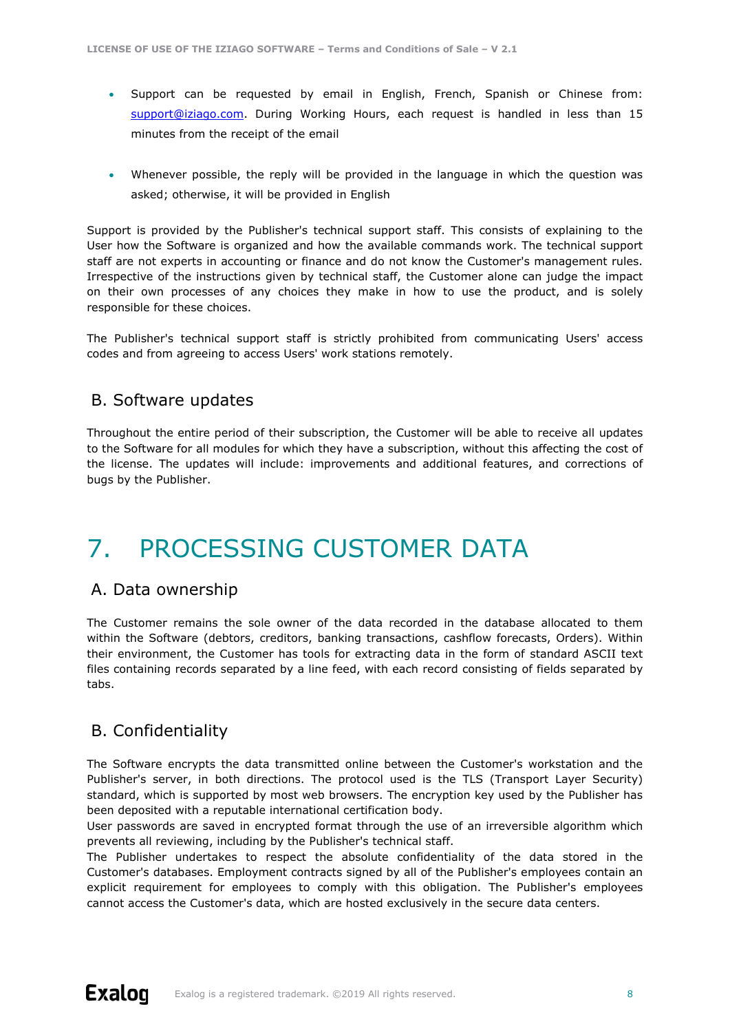- Support can be requested by email in English, French, Spanish or Chinese from: support@iziago.com. During Working Hours, each request is handled in less than 15 minutes from the receipt of the email
- Whenever possible, the reply will be provided in the language in which the question was asked; otherwise, it will be provided in English

Support is provided by the Publisher's technical support staff. This consists of explaining to the User how the Software is organized and how the available commands work. The technical support staff are not experts in accounting or finance and do not know the Customer's management rules. Irrespective of the instructions given by technical staff, the Customer alone can judge the impact on their own processes of any choices they make in how to use the product, and is solely responsible for these choices.

The Publisher's technical support staff is strictly prohibited from communicating Users' access codes and from agreeing to access Users' work stations remotely.

## B. Software updates

Throughout the entire period of their subscription, the Customer will be able to receive all updates to the Software for all modules for which they have a subscription, without this affecting the cost of the license. The updates will include: improvements and additional features, and corrections of bugs by the Publisher.

# 7. PROCESSING CUSTOMER DATA

## A. Data ownership

The Customer remains the sole owner of the data recorded in the database allocated to them within the Software (debtors, creditors, banking transactions, cashflow forecasts, Orders). Within their environment, the Customer has tools for extracting data in the form of standard ASCII text files containing records separated by a line feed, with each record consisting of fields separated by tabs.

## B. Confidentiality

The Software encrypts the data transmitted online between the Customer's workstation and the Publisher's server, in both directions. The protocol used is the TLS (Transport Layer Security) standard, which is supported by most web browsers. The encryption key used by the Publisher has been deposited with a reputable international certification body.
User passwords are saved in encrypted format through the use of an irreversible algorithm which prevents all reviewing, including by the Publisher's technical staff.
The Publisher undertakes to respect the absolute confidentiality of the data stored in the Customer's databases. Employment contracts signed by all of the Publisher's employees contain an explicit requirement for employees to comply with this obligation. The Publisher's employees cannot access the Customer's data, which are hosted exclusively in the secure data centers.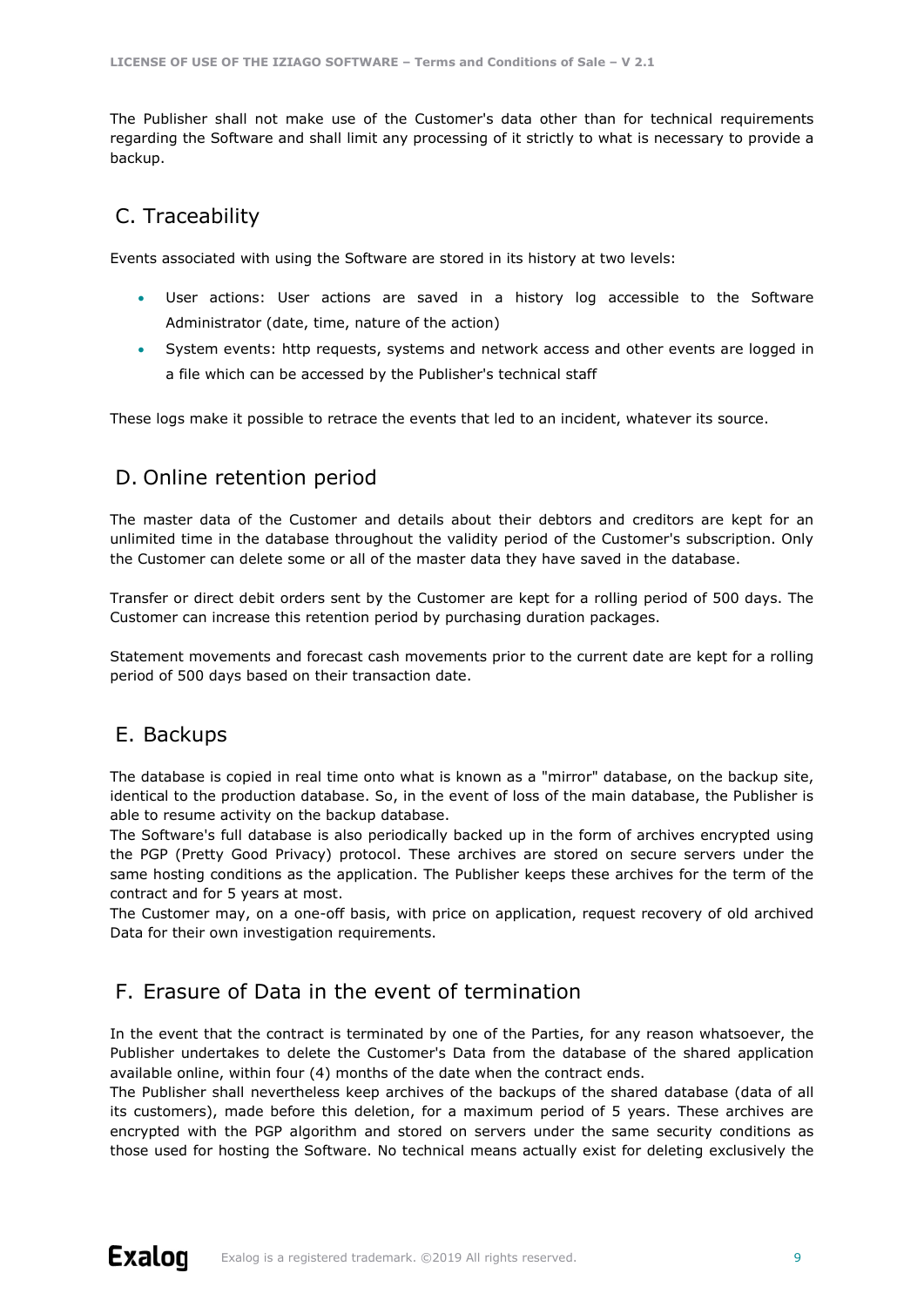The Publisher shall not make use of the Customer's data other than for technical requirements regarding the Software and shall limit any processing of it strictly to what is necessary to provide a backup.

## C. Traceability

Events associated with using the Software are stored in its history at two levels:

- User actions: User actions are saved in a history log accessible to the Software Administrator (date, time, nature of the action)
- System events: http requests, systems and network access and other events are logged in a file which can be accessed by the Publisher's technical staff

These logs make it possible to retrace the events that led to an incident, whatever its source.

## D. Online retention period

The master data of the Customer and details about their debtors and creditors are kept for an unlimited time in the database throughout the validity period of the Customer's subscription. Only the Customer can delete some or all of the master data they have saved in the database.

Transfer or direct debit orders sent by the Customer are kept for a rolling period of 500 days. The Customer can increase this retention period by purchasing duration packages.

Statement movements and forecast cash movements prior to the current date are kept for a rolling period of 500 days based on their transaction date.

## E. Backups

The database is copied in real time onto what is known as a "mirror" database, on the backup site, identical to the production database. So, in the event of loss of the main database, the Publisher is able to resume activity on the backup database.
The Software's full database is also periodically backed up in the form of archives encrypted using the PGP (Pretty Good Privacy) protocol. These archives are stored on secure servers under the same hosting conditions as the application. The Publisher keeps these archives for the term of the contract and for 5 years at most.
The Customer may, on a one-off basis, with price on application, request recovery of old archived Data for their own investigation requirements.

## F. Erasure of Data in the event of termination

In the event that the contract is terminated by one of the Parties, for any reason whatsoever, the Publisher undertakes to delete the Customer's Data from the database of the shared application available online, within four (4) months of the date when the contract ends.
The Publisher shall nevertheless keep archives of the backups of the shared database (data of all its customers), made before this deletion, for a maximum period of 5 years. These archives are encrypted with the PGP algorithm and stored on servers under the same security conditions as those used for hosting the Software. No technical means actually exist for deleting exclusively the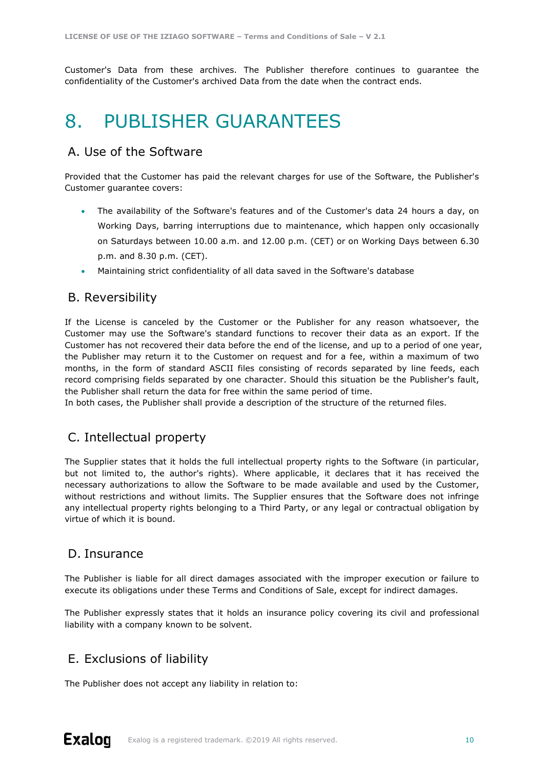Customer's Data from these archives. The Publisher therefore continues to guarantee the confidentiality of the Customer's archived Data from the date when the contract ends.

# 8. PUBLISHER GUARANTEES

## A. Use of the Software

Provided that the Customer has paid the relevant charges for use of the Software, the Publisher's Customer guarantee covers:

- The availability of the Software's features and of the Customer's data 24 hours a day, on Working Days, barring interruptions due to maintenance, which happen only occasionally on Saturdays between 10.00 a.m. and 12.00 p.m. (CET) or on Working Days between 6.30 p.m. and 8.30 p.m. (CET).
- Maintaining strict confidentiality of all data saved in the Software's database

## B. Reversibility

If the License is canceled by the Customer or the Publisher for any reason whatsoever, the Customer may use the Software's standard functions to recover their data as an export. If the Customer has not recovered their data before the end of the license, and up to a period of one year, the Publisher may return it to the Customer on request and for a fee, within a maximum of two months, in the form of standard ASCII files consisting of records separated by line feeds, each record comprising fields separated by one character. Should this situation be the Publisher's fault, the Publisher shall return the data for free within the same period of time.
In both cases, the Publisher shall provide a description of the structure of the returned files.

## C. Intellectual property

The Supplier states that it holds the full intellectual property rights to the Software (in particular, but not limited to, the author's rights). Where applicable, it declares that it has received the necessary authorizations to allow the Software to be made available and used by the Customer, without restrictions and without limits. The Supplier ensures that the Software does not infringe any intellectual property rights belonging to a Third Party, or any legal or contractual obligation by virtue of which it is bound.

## D. Insurance

The Publisher is liable for all direct damages associated with the improper execution or failure to execute its obligations under these Terms and Conditions of Sale, except for indirect damages.

The Publisher expressly states that it holds an insurance policy covering its civil and professional liability with a company known to be solvent.

## E. Exclusions of liability

The Publisher does not accept any liability in relation to: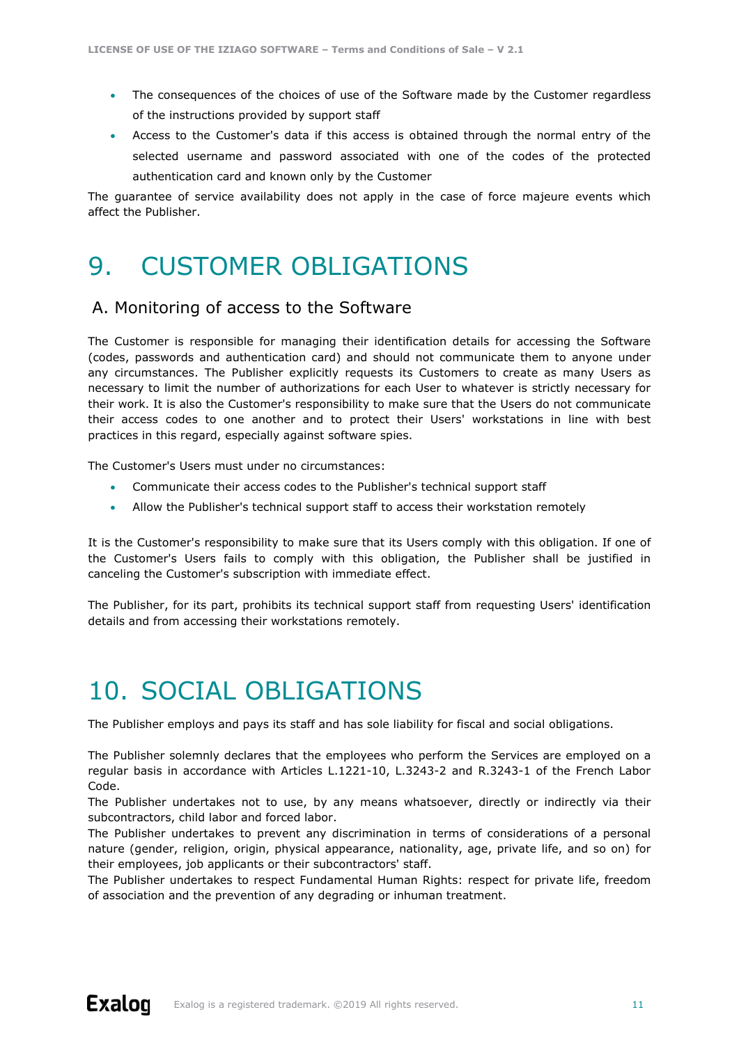- The consequences of the choices of use of the Software made by the Customer regardless of the instructions provided by support staff
- Access to the Customer's data if this access is obtained through the normal entry of the selected username and password associated with one of the codes of the protected authentication card and known only by the Customer

The guarantee of service availability does not apply in the case of force majeure events which affect the Publisher.

# 9. CUSTOMER OBLIGATIONS

## A. Monitoring of access to the Software

The Customer is responsible for managing their identification details for accessing the Software (codes, passwords and authentication card) and should not communicate them to anyone under any circumstances. The Publisher explicitly requests its Customers to create as many Users as necessary to limit the number of authorizations for each User to whatever is strictly necessary for their work. It is also the Customer's responsibility to make sure that the Users do not communicate their access codes to one another and to protect their Users' workstations in line with best practices in this regard, especially against software spies.

The Customer's Users must under no circumstances:

- Communicate their access codes to the Publisher's technical support staff
- Allow the Publisher's technical support staff to access their workstation remotely

It is the Customer's responsibility to make sure that its Users comply with this obligation. If one of the Customer's Users fails to comply with this obligation, the Publisher shall be justified in canceling the Customer's subscription with immediate effect.

The Publisher, for its part, prohibits its technical support staff from requesting Users' identification details and from accessing their workstations remotely.

# 10. SOCIAL OBLIGATIONS

The Publisher employs and pays its staff and has sole liability for fiscal and social obligations.

The Publisher solemnly declares that the employees who perform the Services are employed on a regular basis in accordance with Articles L.1221-10, L.3243-2 and R.3243-1 of the French Labor Code.
The Publisher undertakes not to use, by any means whatsoever, directly or indirectly via their subcontractors, child labor and forced labor.
The Publisher undertakes to prevent any discrimination in terms of considerations of a personal nature (gender, religion, origin, physical appearance, nationality, age, private life, and so on) for their employees, job applicants or their subcontractors' staff.
The Publisher undertakes to respect Fundamental Human Rights: respect for private life, freedom of association and the prevention of any degrading or inhuman treatment.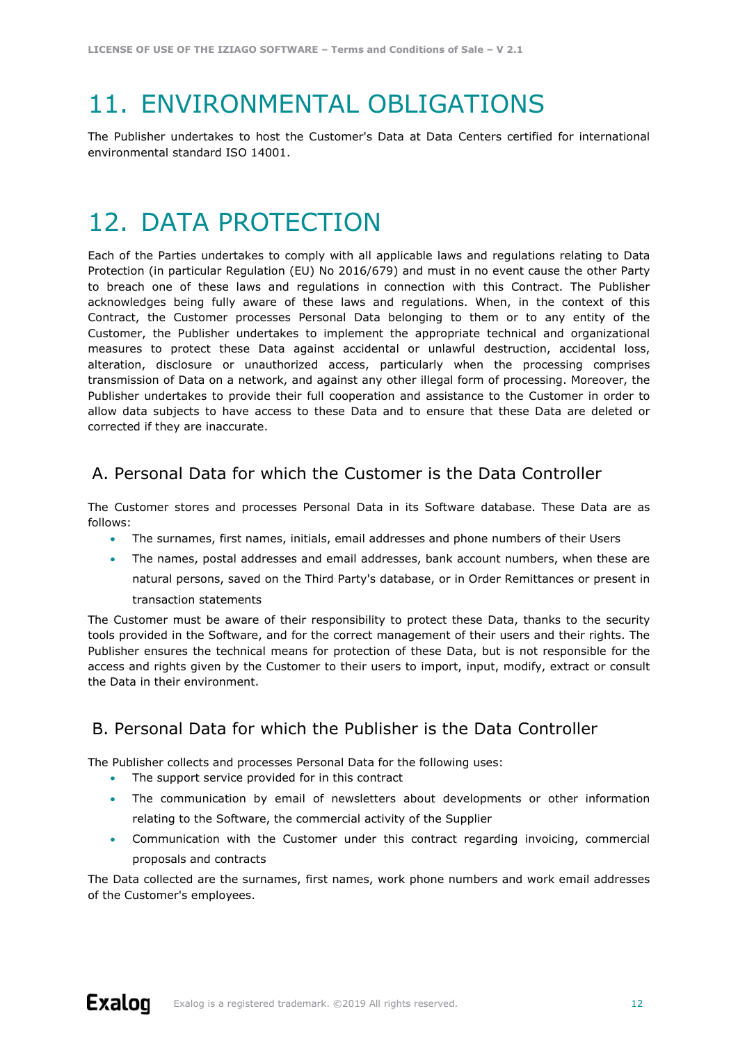# 11. ENVIRONMENTAL OBLIGATIONS

The Publisher undertakes to host the Customer's Data at Data Centers certified for international environmental standard ISO 14001.

# 12. DATA PROTECTION

Each of the Parties undertakes to comply with all applicable laws and regulations relating to Data Protection (in particular Regulation (EU) No 2016/679) and must in no event cause the other Party to breach one of these laws and regulations in connection with this Contract. The Publisher acknowledges being fully aware of these laws and regulations. When, in the context of this Contract, the Customer processes Personal Data belonging to them or to any entity of the Customer, the Publisher undertakes to implement the appropriate technical and organizational measures to protect these Data against accidental or unlawful destruction, accidental loss, alteration, disclosure or unauthorized access, particularly when the processing comprises transmission of Data on a network, and against any other illegal form of processing. Moreover, the Publisher undertakes to provide their full cooperation and assistance to the Customer in order to allow data subjects to have access to these Data and to ensure that these Data are deleted or corrected if they are inaccurate.

## A. Personal Data for which the Customer is the Data Controller

The Customer stores and processes Personal Data in its Software database. These Data are as follows:

- The surnames, first names, initials, email addresses and phone numbers of their Users
- The names, postal addresses and email addresses, bank account numbers, when these are natural persons, saved on the Third Party's database, or in Order Remittances or present in transaction statements

The Customer must be aware of their responsibility to protect these Data, thanks to the security tools provided in the Software, and for the correct management of their users and their rights. The Publisher ensures the technical means for protection of these Data, but is not responsible for the access and rights given by the Customer to their users to import, input, modify, extract or consult the Data in their environment.

## B. Personal Data for which the Publisher is the Data Controller

The Publisher collects and processes Personal Data for the following uses:

- The support service provided for in this contract
- The communication by email of newsletters about developments or other information relating to the Software, the commercial activity of the Supplier
- Communication with the Customer under this contract regarding invoicing, commercial proposals and contracts

The Data collected are the surnames, first names, work phone numbers and work email addresses of the Customer's employees.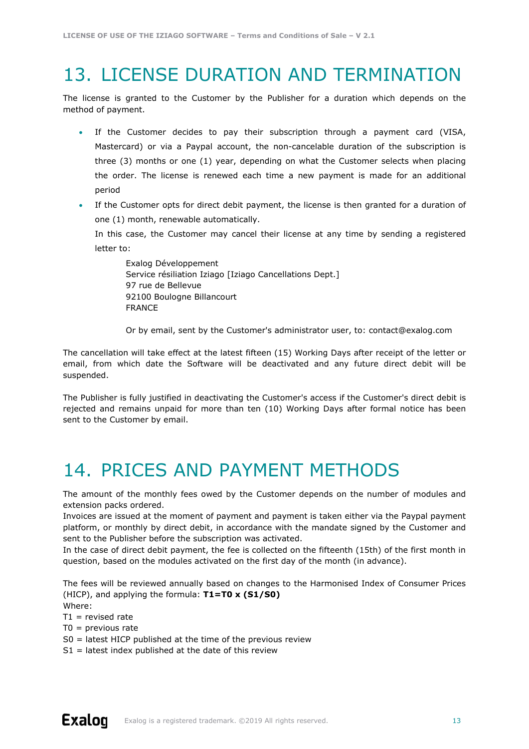# 13. LICENSE DURATION AND TERMINATION

The license is granted to the Customer by the Publisher for a duration which depends on the method of payment.

- If the Customer decides to pay their subscription through a payment card (VISA, Mastercard) or via a Paypal account, the non-cancelable duration of the subscription is three (3) months or one (1) year, depending on what the Customer selects when placing the order. The license is renewed each time a new payment is made for an additional period
- If the Customer opts for direct debit payment, the license is then granted for a duration of one (1) month, renewable automatically.

  In this case, the Customer may cancel their license at any time by sending a registered letter to:

  > Exalog Développement
  > Service résiliation Iziago [Iziago Cancellations Dept.]
  > 97 rue de Bellevue
  > 92100 Boulogne Billancourt
  > FRANCE
  >
  > Or by email, sent by the Customer's administrator user, to: contact@exalog.com

The cancellation will take effect at the latest fifteen (15) Working Days after receipt of the letter or email, from which date the Software will be deactivated and any future direct debit will be suspended.

The Publisher is fully justified in deactivating the Customer's access if the Customer's direct debit is rejected and remains unpaid for more than ten (10) Working Days after formal notice has been sent to the Customer by email.

# 14. PRICES AND PAYMENT METHODS

The amount of the monthly fees owed by the Customer depends on the number of modules and extension packs ordered.
Invoices are issued at the moment of payment and payment is taken either via the Paypal payment platform, or monthly by direct debit, in accordance with the mandate signed by the Customer and sent to the Publisher before the subscription was activated.
In the case of direct debit payment, the fee is collected on the fifteenth (15th) of the first month in question, based on the modules activated on the first day of the month (in advance).

The fees will be reviewed annually based on changes to the Harmonised Index of Consumer Prices (HICP), and applying the formula: **T1=T0 x (S1/S0)**
Where:
T1 = revised rate
T0 = previous rate
S0 = latest HICP published at the time of the previous review
S1 = latest index published at the date of this review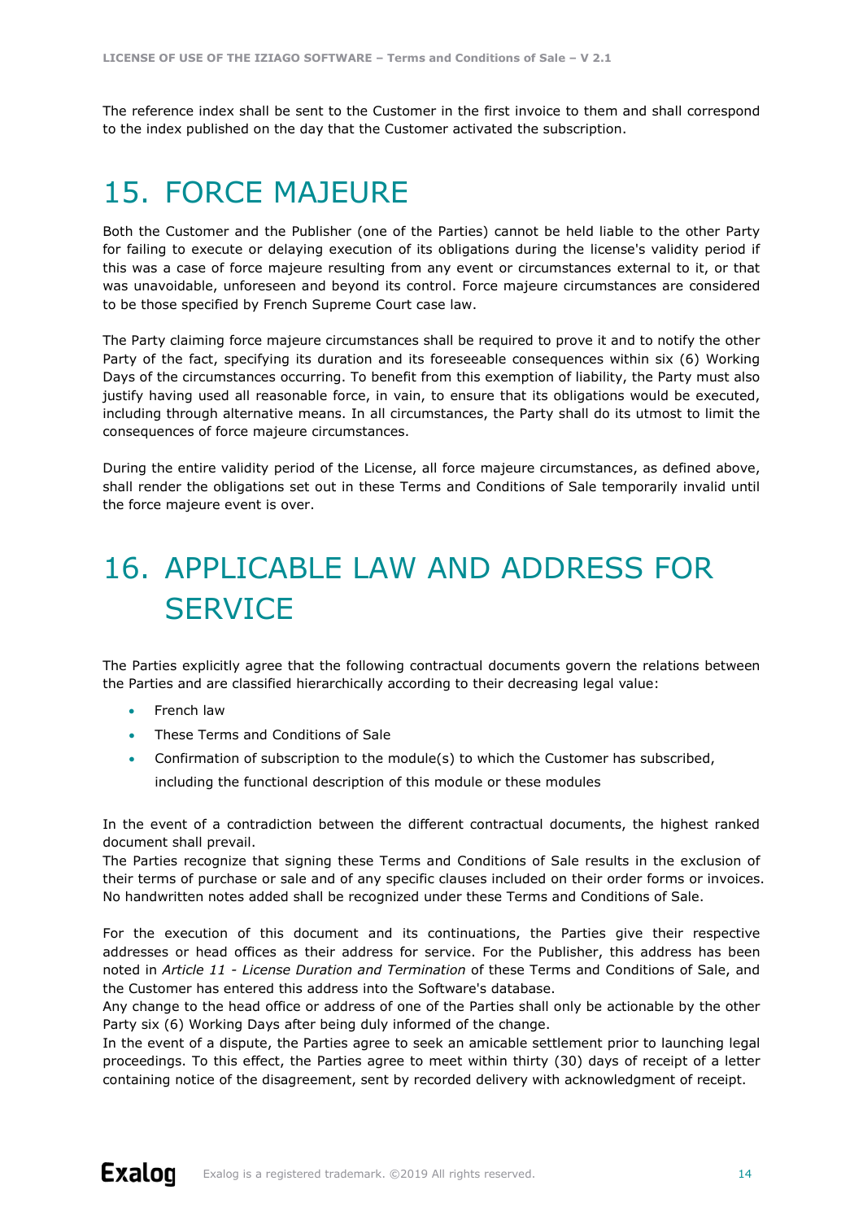The reference index shall be sent to the Customer in the first invoice to them and shall correspond to the index published on the day that the Customer activated the subscription.

# 15. FORCE MAJEURE

Both the Customer and the Publisher (one of the Parties) cannot be held liable to the other Party for failing to execute or delaying execution of its obligations during the license's validity period if this was a case of force majeure resulting from any event or circumstances external to it, or that was unavoidable, unforeseen and beyond its control. Force majeure circumstances are considered to be those specified by French Supreme Court case law.

The Party claiming force majeure circumstances shall be required to prove it and to notify the other Party of the fact, specifying its duration and its foreseeable consequences within six (6) Working Days of the circumstances occurring. To benefit from this exemption of liability, the Party must also justify having used all reasonable force, in vain, to ensure that its obligations would be executed, including through alternative means. In all circumstances, the Party shall do its utmost to limit the consequences of force majeure circumstances.

During the entire validity period of the License, all force majeure circumstances, as defined above, shall render the obligations set out in these Terms and Conditions of Sale temporarily invalid until the force majeure event is over.

# 16. APPLICABLE LAW AND ADDRESS FOR SERVICE

The Parties explicitly agree that the following contractual documents govern the relations between the Parties and are classified hierarchically according to their decreasing legal value:

- French law
- These Terms and Conditions of Sale
- Confirmation of subscription to the module(s) to which the Customer has subscribed, including the functional description of this module or these modules

In the event of a contradiction between the different contractual documents, the highest ranked document shall prevail.
The Parties recognize that signing these Terms and Conditions of Sale results in the exclusion of their terms of purchase or sale and of any specific clauses included on their order forms or invoices. No handwritten notes added shall be recognized under these Terms and Conditions of Sale.

For the execution of this document and its continuations, the Parties give their respective addresses or head offices as their address for service. For the Publisher, this address has been noted in *Article 11 - License Duration and Termination* of these Terms and Conditions of Sale, and the Customer has entered this address into the Software's database.
Any change to the head office or address of one of the Parties shall only be actionable by the other Party six (6) Working Days after being duly informed of the change.
In the event of a dispute, the Parties agree to seek an amicable settlement prior to launching legal proceedings. To this effect, the Parties agree to meet within thirty (30) days of receipt of a letter containing notice of the disagreement, sent by recorded delivery with acknowledgment of receipt.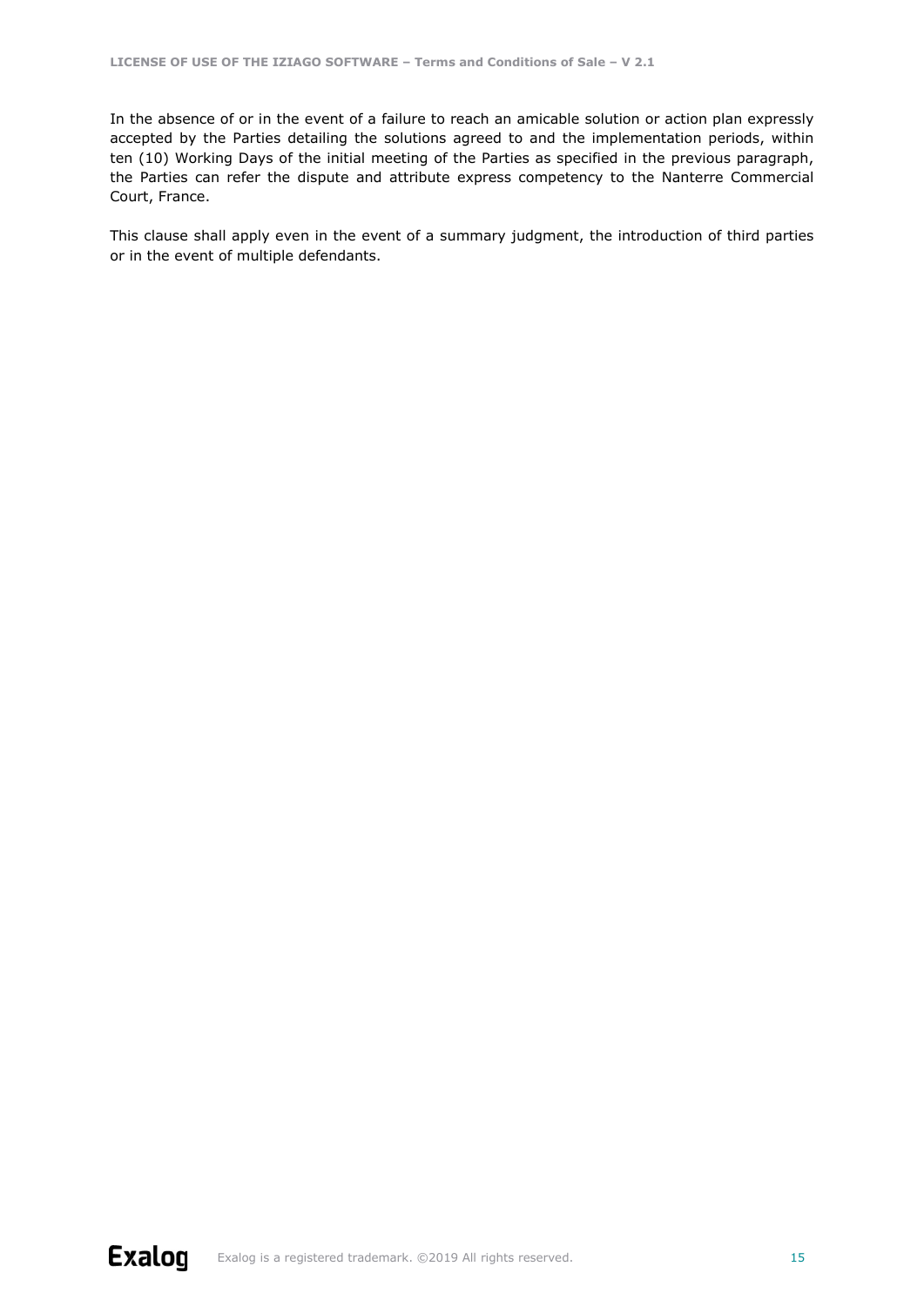In the absence of or in the event of a failure to reach an amicable solution or action plan expressly accepted by the Parties detailing the solutions agreed to and the implementation periods, within ten (10) Working Days of the initial meeting of the Parties as specified in the previous paragraph, the Parties can refer the dispute and attribute express competency to the Nanterre Commercial Court, France.

This clause shall apply even in the event of a summary judgment, the introduction of third parties or in the event of multiple defendants.